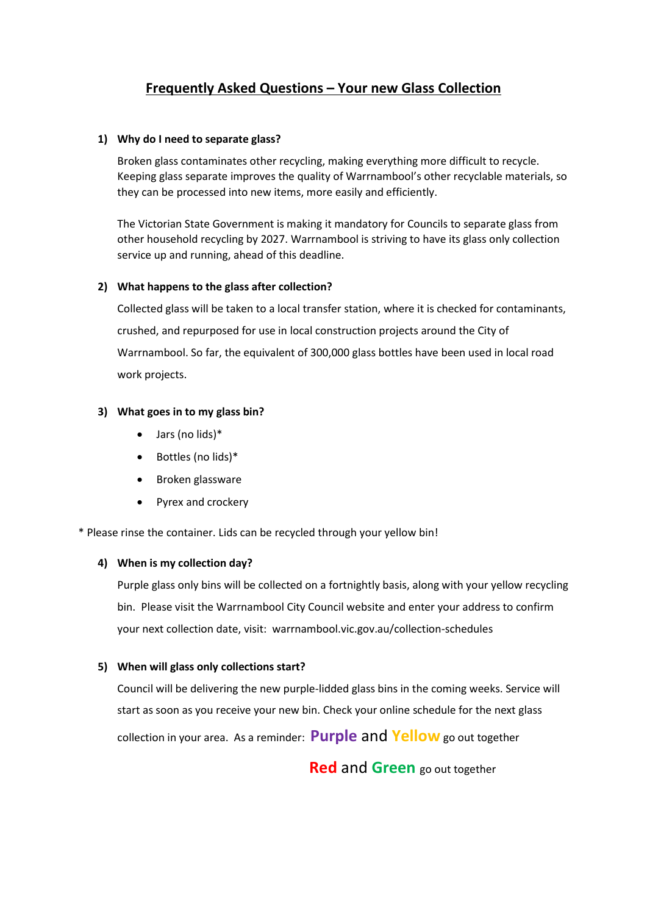# Frequently Asked Questions – Your new Glass Collection

1) **Why do I need to separate glass?**

   Broken glass contaminates other recycling, making everything more difficult to recycle. Keeping glass separate improves the quality of Warrnambool's other recyclable materials, so they can be processed into new items, more easily and efficiently.

   The Victorian State Government is making it mandatory for Councils to separate glass from other household recycling by 2027. Warrnambool is striving to have its glass only collection service up and running, ahead of this deadline.

2) **What happens to the glass after collection?**

   Collected glass will be taken to a local transfer station, where it is checked for contaminants, crushed, and repurposed for use in local construction projects around the City of Warrnambool. So far, the equivalent of 300,000 glass bottles have been used in local road work projects.

3) **What goes in to my glass bin?**

   - Jars (no lids)*
   - Bottles (no lids)*
   - Broken glassware
   - Pyrex and crockery

* Please rinse the container. Lids can be recycled through your yellow bin!

4) **When is my collection day?**

   Purple glass only bins will be collected on a fortnightly basis, along with your yellow recycling bin. Please visit the Warrnambool City Council website and enter your address to confirm your next collection date, visit: warrnambool.vic.gov.au/collection-schedules

5) **When will glass only collections start?**

   Council will be delivering the new purple-lidded glass bins in the coming weeks. Service will start as soon as you receive your new bin. Check your online schedule for the next glass collection in your area. As a reminder: **Purple** and **Yellow** go out together

   **Red** and **Green** go out together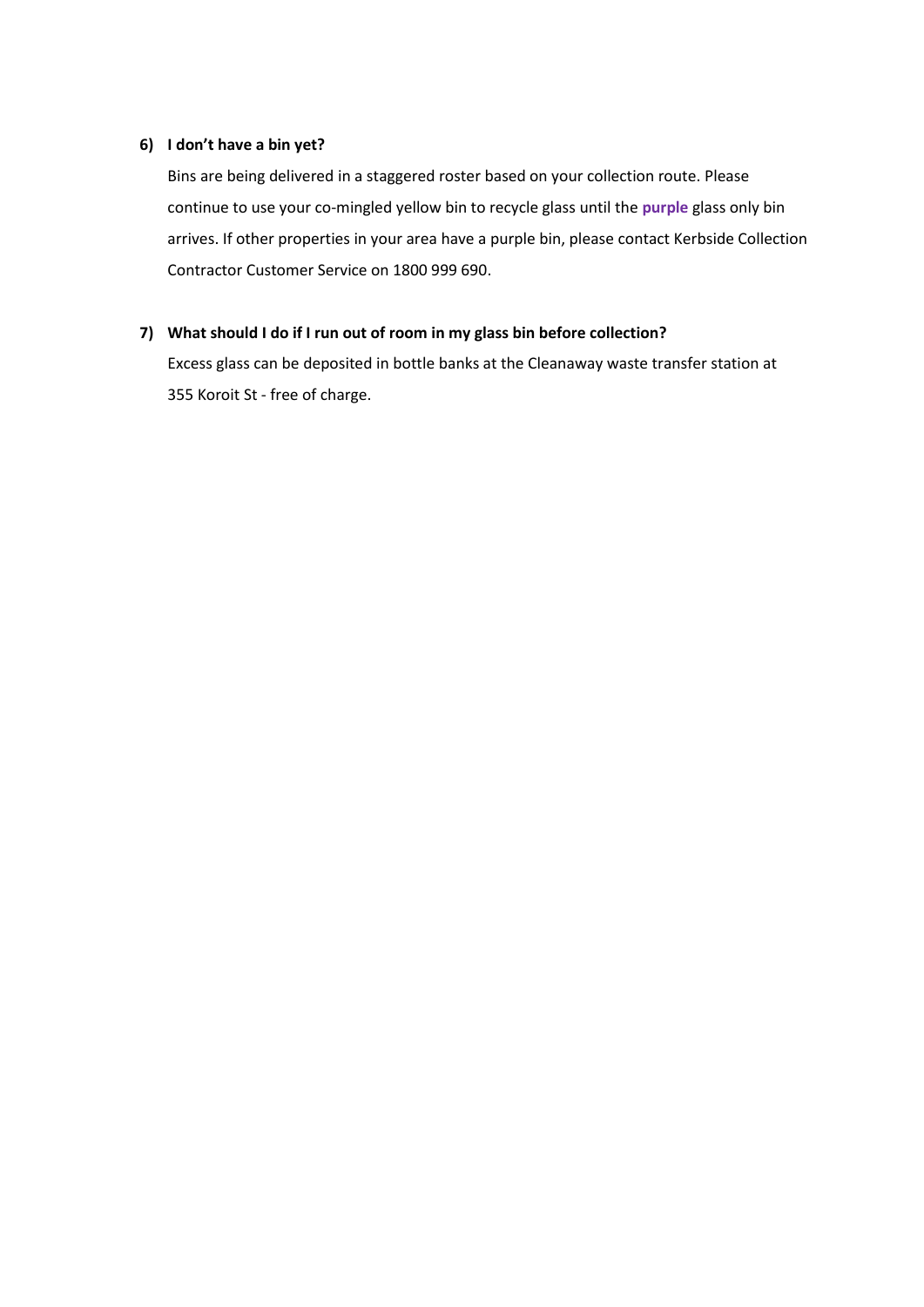6) **I don't have a bin yet?**

   Bins are being delivered in a staggered roster based on your collection route. Please continue to use your co-mingled yellow bin to recycle glass until the **purple** glass only bin arrives. If other properties in your area have a purple bin, please contact Kerbside Collection Contractor Customer Service on 1800 999 690.

7) **What should I do if I run out of room in my glass bin before collection?**

   Excess glass can be deposited in bottle banks at the Cleanaway waste transfer station at 355 Koroit St - free of charge.